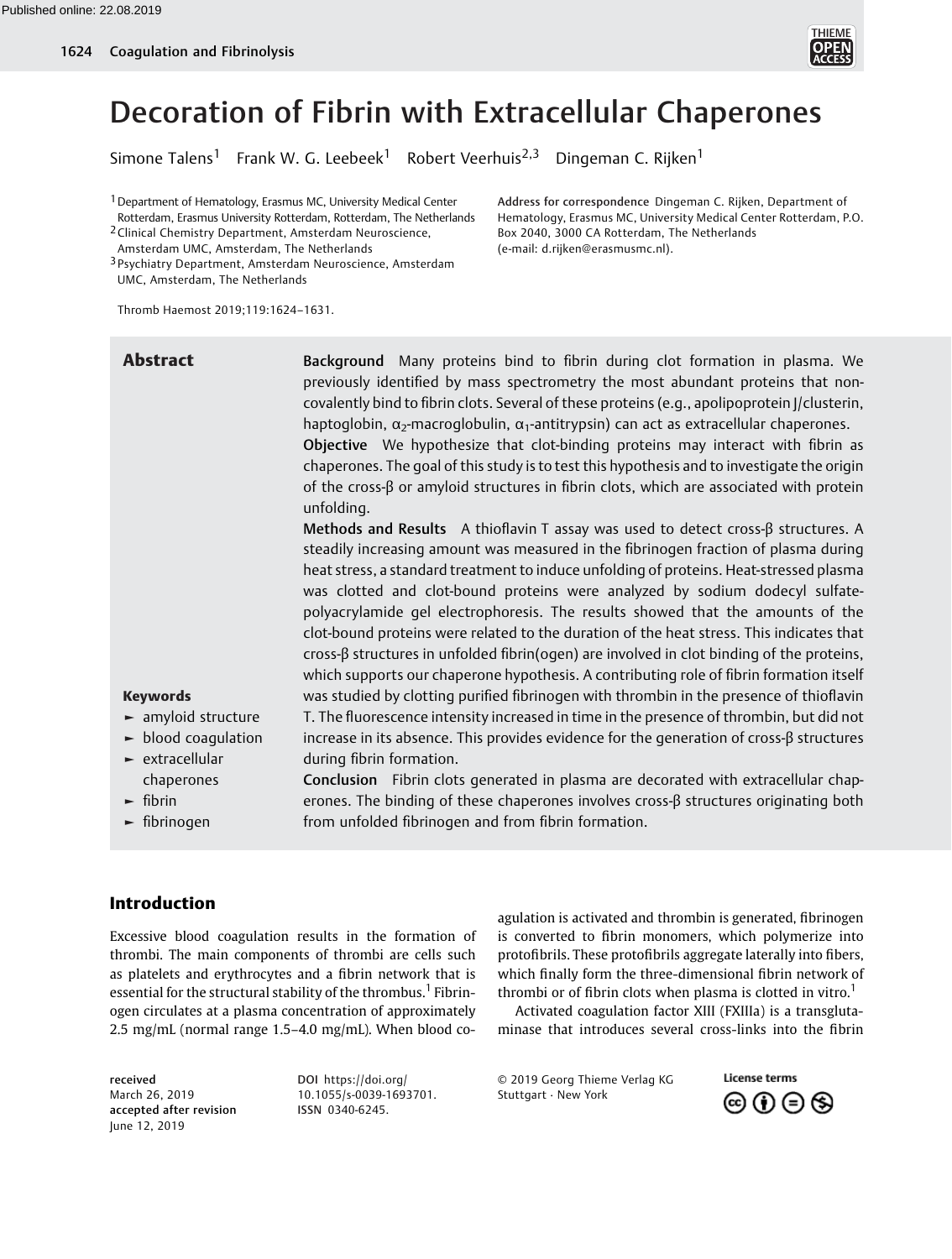# Decoration of Fibrin with Extracellular Chaperones

Simone Talens[1] Frank W. G. Leebeek[1] Robert Veerhuis[2,3] Dingeman C. Rijken[1]

[1] Department of Hematology, Erasmus MC, University Medical Center Rotterdam, Erasmus University Rotterdam, Rotterdam, The Netherlands
[2] Clinical Chemistry Department, Amsterdam Neuroscience, Amsterdam UMC, Amsterdam, The Netherlands
[3] Psychiatry Department, Amsterdam Neuroscience, Amsterdam UMC, Amsterdam, The Netherlands

Address for correspondence Dingeman C. Rijken, Department of Hematology, Erasmus MC, University Medical Center Rotterdam, P.O. Box 2040, 3000 CA Rotterdam, The Netherlands (e-mail: d.rijken@erasmusmc.nl).

Thromb Haemost 2019;119:1624–1631.

## Abstract

**Background** Many proteins bind to fibrin during clot formation in plasma. We previously identified by mass spectrometry the most abundant proteins that non-covalently bind to fibrin clots. Several of these proteins (e.g., apolipoprotein J/clusterin, haptoglobin, $\alpha_2$-macroglobulin, $\alpha_1$-antitrypsin) can act as extracellular chaperones.

**Objective** We hypothesize that clot-binding proteins may interact with fibrin as chaperones. The goal of this study is to test this hypothesis and to investigate the origin of the cross-β or amyloid structures in fibrin clots, which are associated with protein unfolding.

**Methods and Results** A thioflavin T assay was used to detect cross-β structures. A steadily increasing amount was measured in the fibrinogen fraction of plasma during heat stress, a standard treatment to induce unfolding of proteins. Heat-stressed plasma was clotted and clot-bound proteins were analyzed by sodium dodecyl sulfate-polyacrylamide gel electrophoresis. The results showed that the amounts of the clot-bound proteins were related to the duration of the heat stress. This indicates that cross-β structures in unfolded fibrin(ogen) are involved in clot binding of the proteins, which supports our chaperone hypothesis. A contributing role of fibrin formation itself was studied by clotting purified fibrinogen with thrombin in the presence of thioflavin T. The fluorescence intensity increased in time in the presence of thrombin, but did not increase in its absence. This provides evidence for the generation of cross-β structures during fibrin formation.

**Conclusion** Fibrin clots generated in plasma are decorated with extracellular chaperones. The binding of these chaperones involves cross-β structures originating both from unfolded fibrinogen and from fibrin formation.

**Keywords**

- amyloid structure
- blood coagulation
- extracellular chaperones
- fibrin
- fibrinogen

## Introduction

Excessive blood coagulation results in the formation of thrombi. The main components of thrombi are cells such as platelets and erythrocytes and a fibrin network that is essential for the structural stability of the thrombus.[1] Fibrinogen circulates at a plasma concentration of approximately 2.5 mg/mL (normal range 1.5–4.0 mg/mL). When blood coagulation is activated and thrombin is generated, fibrinogen is converted to fibrin monomers, which polymerize into protofibrils. These protofibrils aggregate laterally into fibers, which finally form the three-dimensional fibrin network of thrombi or of fibrin clots when plasma is clotted in vitro.[1]

Activated coagulation factor XIII (FXIIIa) is a transglutaminase that introduces several cross-links into the fibrin

received March 26, 2019
accepted after revision June 12, 2019

DOI https://doi.org/10.1055/s-0039-1693701.
ISSN 0340-6245.

© 2019 Georg Thieme Verlag KG Stuttgart · New York

License terms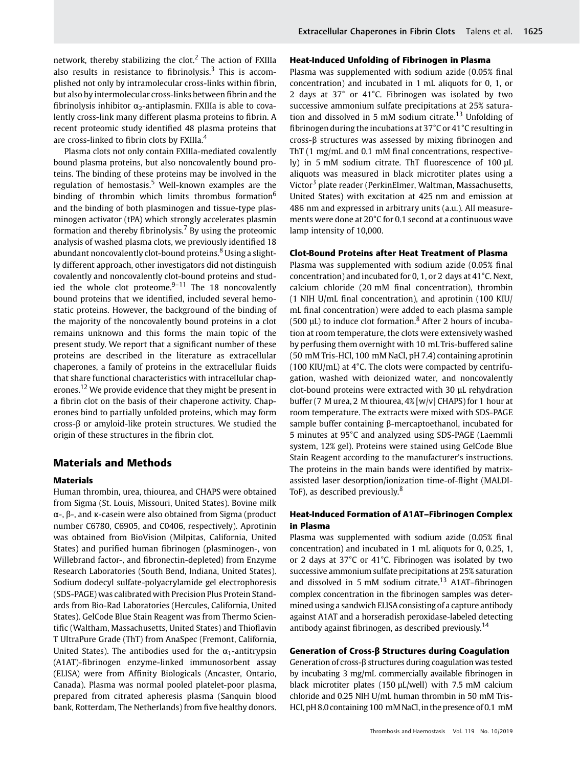network, thereby stabilizing the clot.[2] The action of FXIIIa also results in resistance to fibrinolysis.[3] This is accomplished not only by intramolecular cross-links within fibrin, but also by intermolecular cross-links between fibrin and the fibrinolysis inhibitor $\alpha_2$-antiplasmin. FXIIIa is able to covalently cross-link many different plasma proteins to fibrin. A recent proteomic study identified 48 plasma proteins that are cross-linked to fibrin clots by FXIIIa.[4]

Plasma clots not only contain FXIIIa-mediated covalently bound plasma proteins, but also noncovalently bound proteins. The binding of these proteins may be involved in the regulation of hemostasis.[5] Well-known examples are the binding of thrombin which limits thrombus formation[6] and the binding of both plasminogen and tissue-type plasminogen activator (tPA) which strongly accelerates plasmin formation and thereby fibrinolysis.[7] By using the proteomic analysis of washed plasma clots, we previously identified 18 abundant noncovalently clot-bound proteins.[8] Using a slightly different approach, other investigators did not distinguish covalently and noncovalently clot-bound proteins and studied the whole clot proteome.[9–11] The 18 noncovalently bound proteins that we identified, included several hemostatic proteins. However, the background of the binding of the majority of the noncovalently bound proteins in a clot remains unknown and this forms the main topic of the present study. We report that a significant number of these proteins are described in the literature as extracellular chaperones, a family of proteins in the extracellular fluids that share functional characteristics with intracellular chaperones.[12] We provide evidence that they might be present in a fibrin clot on the basis of their chaperone activity. Chaperones bind to partially unfolded proteins, which may form cross-β or amyloid-like protein structures. We studied the origin of these structures in the fibrin clot.

## Materials and Methods

### Materials

Human thrombin, urea, thiourea, and CHAPS were obtained from Sigma (St. Louis, Missouri, United States). Bovine milk α-, β-, and κ-casein were also obtained from Sigma (product number C6780, C6905, and C0406, respectively). Aprotinin was obtained from BioVision (Milpitas, California, United States) and purified human fibrinogen (plasminogen-, von Willebrand factor-, and fibronectin-depleted) from Enzyme Research Laboratories (South Bend, Indiana, United States). Sodium dodecyl sulfate-polyacrylamide gel electrophoresis (SDS-PAGE) was calibrated with Precision Plus Protein Standards from Bio-Rad Laboratories (Hercules, California, United States). GelCode Blue Stain Reagent was from Thermo Scientific (Waltham, Massachusetts, United States) and Thioflavin T UltraPure Grade (ThT) from AnaSpec (Fremont, California, United States). The antibodies used for the $\alpha_1$-antitrypsin (A1AT)-fibrinogen enzyme-linked immunosorbent assay (ELISA) were from Affinity Biologicals (Ancaster, Ontario, Canada). Plasma was normal pooled platelet-poor plasma, prepared from citrated apheresis plasma (Sanquin blood bank, Rotterdam, The Netherlands) from five healthy donors.

### Heat-Induced Unfolding of Fibrinogen in Plasma

Plasma was supplemented with sodium azide (0.05% final concentration) and incubated in 1 mL aliquots for 0, 1, or 2 days at 37° or 41°C. Fibrinogen was isolated by two successive ammonium sulfate precipitations at 25% saturation and dissolved in 5 mM sodium citrate.[13] Unfolding of fibrinogen during the incubations at 37°C or 41°C resulting in cross-β structures was assessed by mixing fibrinogen and ThT (1 mg/mL and 0.1 mM final concentrations, respectively) in 5 mM sodium citrate. ThT fluorescence of 100 µL aliquots was measured in black microtiter plates using a Victor[3] plate reader (PerkinElmer, Waltman, Massachusetts, United States) with excitation at 425 nm and emission at 486 nm and expressed in arbitrary units (a.u.). All measurements were done at 20°C for 0.1 second at a continuous wave lamp intensity of 10,000.

### Clot-Bound Proteins after Heat Treatment of Plasma

Plasma was supplemented with sodium azide (0.05% final concentration) and incubated for 0, 1, or 2 days at 41°C. Next, calcium chloride (20 mM final concentration), thrombin (1 NIH U/mL final concentration), and aprotinin (100 KIU/mL final concentration) were added to each plasma sample (500 µL) to induce clot formation.[8] After 2 hours of incubation at room temperature, the clots were extensively washed by perfusing them overnight with 10 mL Tris-buffered saline (50 mM Tris-HCl, 100 mM NaCl, pH 7.4) containing aprotinin (100 KIU/mL) at 4°C. The clots were compacted by centrifugation, washed with deionized water, and noncovalently clot-bound proteins were extracted with 30 µL rehydration buffer (7 M urea, 2 M thiourea, 4% [w/v] CHAPS) for 1 hour at room temperature. The extracts were mixed with SDS-PAGE sample buffer containing β-mercaptoethanol, incubated for 5 minutes at 95°C and analyzed using SDS-PAGE (Laemmli system, 12% gel). Proteins were stained using GelCode Blue Stain Reagent according to the manufacturer's instructions. The proteins in the main bands were identified by matrix-assisted laser desorption/ionization time-of-flight (MALDI-ToF), as described previously.[8]

### Heat-Induced Formation of A1AT–Fibrinogen Complex in Plasma

Plasma was supplemented with sodium azide (0.05% final concentration) and incubated in 1 mL aliquots for 0, 0.25, 1, or 2 days at 37°C or 41°C. Fibrinogen was isolated by two successive ammonium sulfate precipitations at 25% saturation and dissolved in 5 mM sodium citrate.[13] A1AT–fibrinogen complex concentration in the fibrinogen samples was determined using a sandwich ELISA consisting of a capture antibody against A1AT and a horseradish peroxidase-labeled detecting antibody against fibrinogen, as described previously.[14]

### Generation of Cross-β Structures during Coagulation

Generation of cross-β structures during coagulation was tested by incubating 3 mg/mL commercially available fibrinogen in black microtiter plates (150 µL/well) with 7.5 mM calcium chloride and 0.25 NIH U/mL human thrombin in 50 mM Tris-HCl, pH 8.0 containing 100 mM NaCl, in the presence of 0.1 mM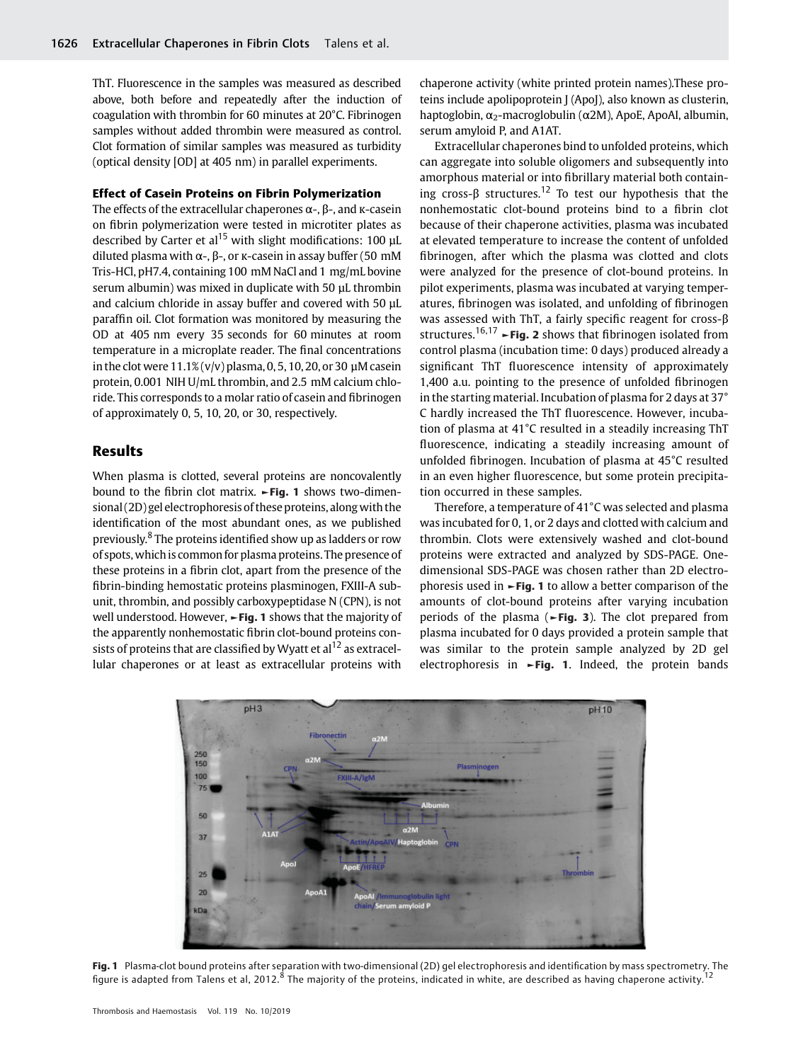ThT. Fluorescence in the samples was measured as described above, both before and repeatedly after the induction of coagulation with thrombin for 60 minutes at 20°C. Fibrinogen samples without added thrombin were measured as control. Clot formation of similar samples was measured as turbidity (optical density [OD] at 405 nm) in parallel experiments.

### Effect of Casein Proteins on Fibrin Polymerization

The effects of the extracellular chaperones α-, β-, and κ-casein on fibrin polymerization were tested in microtiter plates as described by Carter et al[15] with slight modifications: 100 µL diluted plasma with α-, β-, or κ-casein in assay buffer (50 mM Tris-HCl, pH7.4, containing 100 mM NaCl and 1 mg/mL bovine serum albumin) was mixed in duplicate with 50 µL thrombin and calcium chloride in assay buffer and covered with 50 µL paraffin oil. Clot formation was monitored by measuring the OD at 405 nm every 35 seconds for 60 minutes at room temperature in a microplate reader. The final concentrations in the clot were 11.1% (v/v) plasma, 0, 5, 10, 20, or 30 µM casein protein, 0.001 NIH U/mL thrombin, and 2.5 mM calcium chloride. This corresponds to a molar ratio of casein and fibrinogen of approximately 0, 5, 10, 20, or 30, respectively.

## Results

When plasma is clotted, several proteins are noncovalently bound to the fibrin clot matrix. ►Fig. 1 shows two-dimensional (2D) gel electrophoresis of these proteins, along with the identification of the most abundant ones, as we published previously.[8] The proteins identified show up as ladders or row of spots, which is common for plasma proteins. The presence of these proteins in a fibrin clot, apart from the presence of the fibrin-binding hemostatic proteins plasminogen, FXIII-A subunit, thrombin, and possibly carboxypeptidase N (CPN), is not well understood. However, ►Fig. 1 shows that the majority of the apparently nonhemostatic fibrin clot-bound proteins consists of proteins that are classified by Wyatt et al[12] as extracellular chaperones or at least as extracellular proteins with chaperone activity (white printed protein names).These proteins include apolipoprotein J (ApoJ), also known as clusterin, haptoglobin, $\alpha_2$-macroglobulin (α2M), ApoE, ApoAI, albumin, serum amyloid P, and A1AT.

Extracellular chaperones bind to unfolded proteins, which can aggregate into soluble oligomers and subsequently into amorphous material or into fibrillary material both containing cross-β structures.[12] To test our hypothesis that the nonhemostatic clot-bound proteins bind to a fibrin clot because of their chaperone activities, plasma was incubated at elevated temperature to increase the content of unfolded fibrinogen, after which the plasma was clotted and clots were analyzed for the presence of clot-bound proteins. In pilot experiments, plasma was incubated at varying temperatures, fibrinogen was isolated, and unfolding of fibrinogen was assessed with ThT, a fairly specific reagent for cross-β structures.[16,17] ►Fig. 2 shows that fibrinogen isolated from control plasma (incubation time: 0 days) produced already a significant ThT fluorescence intensity of approximately 1,400 a.u. pointing to the presence of unfolded fibrinogen in the starting material. Incubation of plasma for 2 days at 37°C hardly increased the ThT fluorescence. However, incubation of plasma at 41°C resulted in a steadily increasing ThT fluorescence, indicating a steadily increasing amount of unfolded fibrinogen. Incubation of plasma at 45°C resulted in an even higher fluorescence, but some protein precipitation occurred in these samples.

Therefore, a temperature of 41°C was selected and plasma was incubated for 0, 1, or 2 days and clotted with calcium and thrombin. Clots were extensively washed and clot-bound proteins were extracted and analyzed by SDS-PAGE. One-dimensional SDS-PAGE was chosen rather than 2D electrophoresis used in ►Fig. 1 to allow a better comparison of the amounts of clot-bound proteins after varying incubation periods of the plasma (►Fig. 3). The clot prepared from plasma incubated for 0 days provided a protein sample that was similar to the protein sample analyzed by 2D gel electrophoresis in ►Fig. 1. Indeed, the protein bands

**Fig. 1** Plasma-clot bound proteins after separation with two-dimensional (2D) gel electrophoresis and identification by mass spectrometry. The figure is adapted from Talens et al, 2012.[8] The majority of the proteins, indicated in white, are described as having chaperone activity.[12]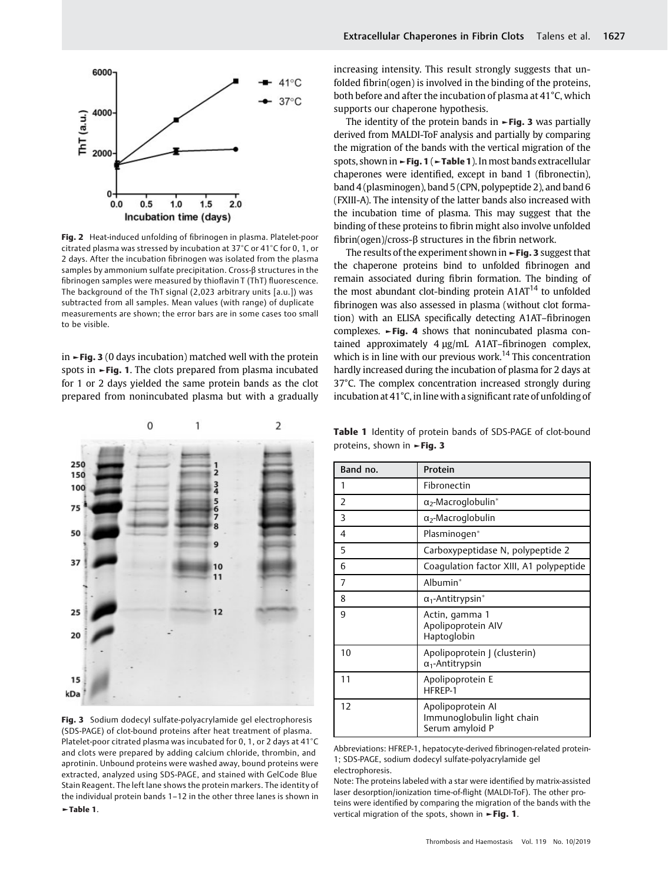Fig. 2 Heat-induced unfolding of fibrinogen in plasma. Platelet-poor citrated plasma was stressed by incubation at 37°C or 41°C for 0, 1, or 2 days. After the incubation fibrinogen was isolated from the plasma samples by ammonium sulfate precipitation. Cross-β structures in the fibrinogen samples were measured by thioflavin T (ThT) fluorescence. The background of the ThT signal (2,023 arbitrary units [a.u.]) was subtracted from all samples. Mean values (with range) of duplicate measurements are shown; the error bars are in some cases too small to be visible.

in ►Fig. 3 (0 days incubation) matched well with the protein spots in ►Fig. 1. The clots prepared from plasma incubated for 1 or 2 days yielded the same protein bands as the clot prepared from nonincubated plasma but with a gradually increasing intensity. This result strongly suggests that unfolded fibrin(ogen) is involved in the binding of the proteins, both before and after the incubation of plasma at 41°C, which supports our chaperone hypothesis.

The identity of the protein bands in ►Fig. 3 was partially derived from MALDI-ToF analysis and partially by comparing the migration of the bands with the vertical migration of the spots, shown in ►Fig. 1 (►Table 1). In most bands extracellular chaperones were identified, except in band 1 (fibronectin), band 4 (plasminogen), band 5 (CPN, polypeptide 2), and band 6 (FXIII-A). The intensity of the latter bands also increased with the incubation time of plasma. This may suggest that the binding of these proteins to fibrin might also involve unfolded fibrin(ogen)/cross-β structures in the fibrin network.

The results of the experiment shown in ►Fig. 3 suggest that the chaperone proteins bind to unfolded fibrinogen and remain associated during fibrin formation. The binding of the most abundant clot-binding protein A1AT[14] to unfolded fibrinogen was also assessed in plasma (without clot formation) with an ELISA specifically detecting A1AT–fibrinogen complexes. ►Fig. 4 shows that nonincubated plasma contained approximately 4 µg/mL A1AT–fibrinogen complex, which is in line with our previous work.[14] This concentration hardly increased during the incubation of plasma for 2 days at 37°C. The complex concentration increased strongly during incubation at 41°C, in line with a significant rate of unfolding of

Fig. 3 Sodium dodecyl sulfate-polyacrylamide gel electrophoresis (SDS-PAGE) of clot-bound proteins after heat treatment of plasma. Platelet-poor citrated plasma was incubated for 0, 1, or 2 days at 41°C and clots were prepared by adding calcium chloride, thrombin, and aprotinin. Unbound proteins were washed away, bound proteins were extracted, analyzed using SDS-PAGE, and stained with GelCode Blue Stain Reagent. The left lane shows the protein markers. The identity of the individual protein bands 1–12 in the other three lanes is shown in ►Table 1.

Table 1 Identity of protein bands of SDS-PAGE of clot-bound proteins, shown in ►Fig. 3

| Band no. | Protein |
|---|---|
| 1 | Fibronectin |
| 2 | $\alpha_2$-Macroglobulin* |
| 3 | $\alpha_2$-Macroglobulin |
| 4 | Plasminogen* |
| 5 | Carboxypeptidase N, polypeptide 2 |
| 6 | Coagulation factor XIII, A1 polypeptide |
| 7 | Albumin* |
| 8 | $\alpha_1$-Antitrypsin* |
| 9 | Actin, gamma 1<br>Apolipoprotein AIV<br>Haptoglobin |
| 10 | Apolipoprotein J (clusterin)<br>$\alpha_1$-Antitrypsin |
| 11 | Apolipoprotein E<br>HFREP-1 |
| 12 | Apolipoprotein AI<br>Immunoglobulin light chain<br>Serum amyloid P |

Abbreviations: HFREP-1, hepatocyte-derived fibrinogen-related protein-1; SDS-PAGE, sodium dodecyl sulfate-polyacrylamide gel electrophoresis.

Note: The proteins labeled with a star were identified by matrix-assisted laser desorption/ionization time-of-flight (MALDI-ToF). The other proteins were identified by comparing the migration of the bands with the vertical migration of the spots, shown in ►Fig. 1.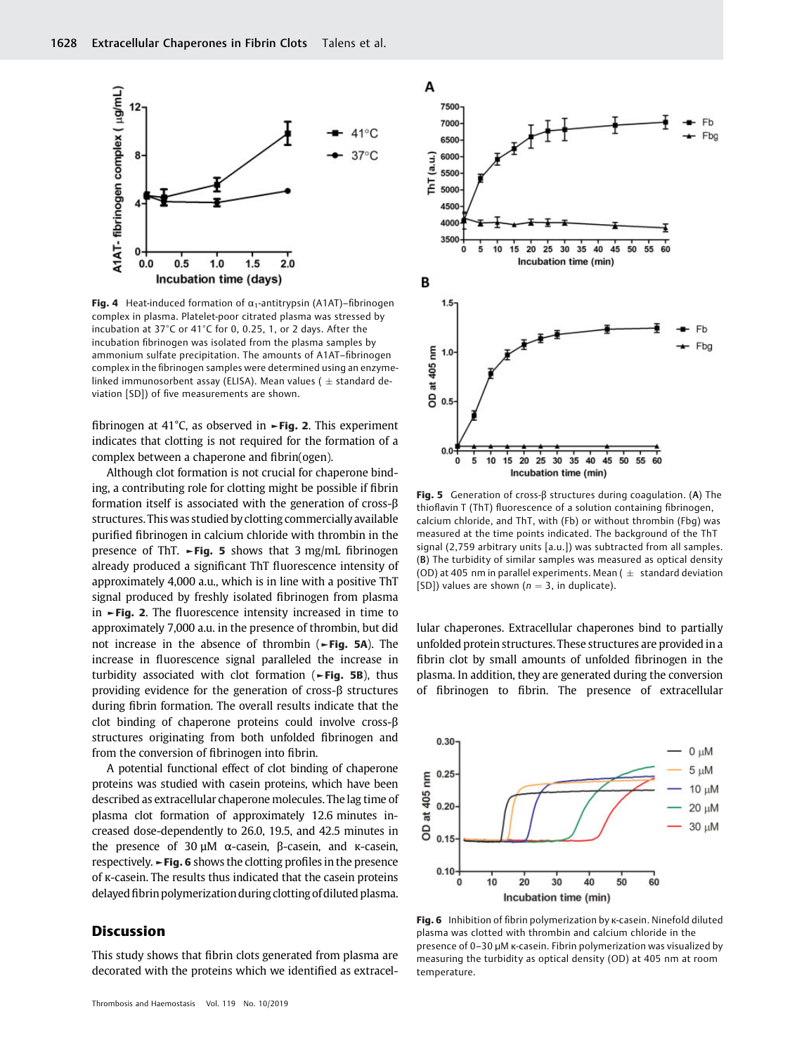**Fig. 4** Heat-induced formation of $\alpha_1$-antitrypsin (A1AT)–fibrinogen complex in plasma. Platelet-poor citrated plasma was stressed by incubation at 37°C or 41°C for 0, 0.25, 1, or 2 days. After the incubation fibrinogen was isolated from the plasma samples by ammonium sulfate precipitation. The amounts of A1AT–fibrinogen complex in the fibrinogen samples were determined using an enzyme-linked immunosorbent assay (ELISA). Mean values ( ± standard deviation [SD]) of five measurements are shown.

fibrinogen at 41°C, as observed in ►**Fig. 2**. This experiment indicates that clotting is not required for the formation of a complex between a chaperone and fibrin(ogen).

Although clot formation is not crucial for chaperone binding, a contributing role for clotting might be possible if fibrin formation itself is associated with the generation of cross-β structures. This was studied by clotting commercially available purified fibrinogen in calcium chloride with thrombin in the presence of ThT. ►**Fig. 5** shows that 3 mg/mL fibrinogen already produced a significant ThT fluorescence intensity of approximately 4,000 a.u., which is in line with a positive ThT signal produced by freshly isolated fibrinogen from plasma in ►**Fig. 2**. The fluorescence intensity increased in time to approximately 7,000 a.u. in the presence of thrombin, but did not increase in the absence of thrombin (►**Fig. 5A**). The increase in fluorescence signal paralleled the increase in turbidity associated with clot formation (►**Fig. 5B**), thus providing evidence for the generation of cross-β structures during fibrin formation. The overall results indicate that the clot binding of chaperone proteins could involve cross-β structures originating from both unfolded fibrinogen and from the conversion of fibrinogen into fibrin.

A potential functional effect of clot binding of chaperone proteins was studied with casein proteins, which have been described as extracellular chaperone molecules. The lag time of plasma clot formation of approximately 12.6 minutes increased dose-dependently to 26.0, 19.5, and 42.5 minutes in the presence of 30 µM α-casein, β-casein, and κ-casein, respectively. ►**Fig. 6** shows the clotting profiles in the presence of κ-casein. The results thus indicated that the casein proteins delayed fibrin polymerization during clotting of diluted plasma.

**Fig. 5** Generation of cross-β structures during coagulation. (**A**) The thioflavin T (ThT) fluorescence of a solution containing fibrinogen, calcium chloride, and ThT, with (Fb) or without thrombin (Fbg) was measured at the time points indicated. The background of the ThT signal (2,759 arbitrary units [a.u.]) was subtracted from all samples. (**B**) The turbidity of similar samples was measured as optical density (OD) at 405 nm in parallel experiments. Mean ( ± standard deviation [SD]) values are shown ($n$ = 3, in duplicate).

**Fig. 6** Inhibition of fibrin polymerization by κ-casein. Ninefold diluted plasma was clotted with thrombin and calcium chloride in the presence of 0–30 µM κ-casein. Fibrin polymerization was visualized by measuring the turbidity as optical density (OD) at 405 nm at room temperature.

## Discussion

This study shows that fibrin clots generated from plasma are decorated with the proteins which we identified as extracellular chaperones. Extracellular chaperones bind to partially unfolded protein structures. These structures are provided in a fibrin clot by small amounts of unfolded fibrinogen in the plasma. In addition, they are generated during the conversion of fibrinogen to fibrin. The presence of extracellular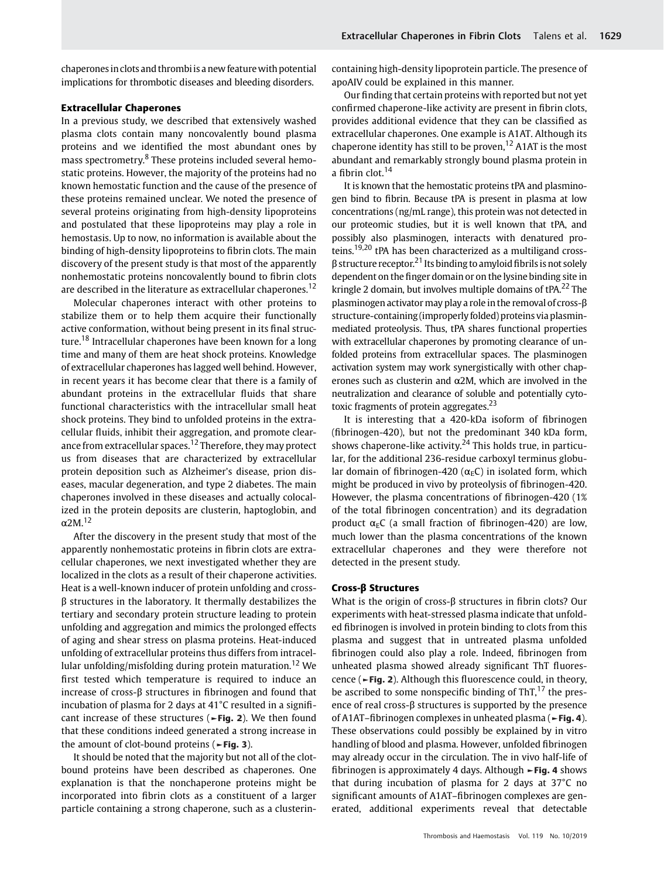chaperones in clots and thrombi is a new feature with potential implications for thrombotic diseases and bleeding disorders.

### Extracellular Chaperones

In a previous study, we described that extensively washed plasma clots contain many noncovalently bound plasma proteins and we identified the most abundant ones by mass spectrometry.[8] These proteins included several hemostatic proteins. However, the majority of the proteins had no known hemostatic function and the cause of the presence of these proteins remained unclear. We noted the presence of several proteins originating from high-density lipoproteins and postulated that these lipoproteins may play a role in hemostasis. Up to now, no information is available about the binding of high-density lipoproteins to fibrin clots. The main discovery of the present study is that most of the apparently nonhemostatic proteins noncovalently bound to fibrin clots are described in the literature as extracellular chaperones.[12]

Molecular chaperones interact with other proteins to stabilize them or to help them acquire their functionally active conformation, without being present in its final structure.[18] Intracellular chaperones have been known for a long time and many of them are heat shock proteins. Knowledge of extracellular chaperones has lagged well behind. However, in recent years it has become clear that there is a family of abundant proteins in the extracellular fluids that share functional characteristics with the intracellular small heat shock proteins. They bind to unfolded proteins in the extracellular fluids, inhibit their aggregation, and promote clearance from extracellular spaces.[12] Therefore, they may protect us from diseases that are characterized by extracellular protein deposition such as Alzheimer's disease, prion diseases, macular degeneration, and type 2 diabetes. The main chaperones involved in these diseases and actually colocalized in the protein deposits are clusterin, haptoglobin, and α2M.[12]

After the discovery in the present study that most of the apparently nonhemostatic proteins in fibrin clots are extracellular chaperones, we next investigated whether they are localized in the clots as a result of their chaperone activities. Heat is a well-known inducer of protein unfolding and cross-β structures in the laboratory. It thermally destabilizes the tertiary and secondary protein structure leading to protein unfolding and aggregation and mimics the prolonged effects of aging and shear stress on plasma proteins. Heat-induced unfolding of extracellular proteins thus differs from intracellular unfolding/misfolding during protein maturation.[12] We first tested which temperature is required to induce an increase of cross-β structures in fibrinogen and found that incubation of plasma for 2 days at 41°C resulted in a significant increase of these structures (►Fig. 2). We then found that these conditions indeed generated a strong increase in the amount of clot-bound proteins (►Fig. 3).

It should be noted that the majority but not all of the clot-bound proteins have been described as chaperones. One explanation is that the nonchaperone proteins might be incorporated into fibrin clots as a constituent of a larger particle containing a strong chaperone, such as a clusterin-containing high-density lipoprotein particle. The presence of apoAIV could be explained in this manner.

Our finding that certain proteins with reported but not yet confirmed chaperone-like activity are present in fibrin clots, provides additional evidence that they can be classified as extracellular chaperones. One example is A1AT. Although its chaperone identity has still to be proven,[12] A1AT is the most abundant and remarkably strongly bound plasma protein in a fibrin clot.[14]

It is known that the hemostatic proteins tPA and plasminogen bind to fibrin. Because tPA is present in plasma at low concentrations (ng/mL range), this protein was not detected in our proteomic studies, but it is well known that tPA, and possibly also plasminogen, interacts with denatured proteins.[19,20] tPA has been characterized as a multiligand cross-β structure receptor.[21] Its binding to amyloid fibrils is not solely dependent on the finger domain or on the lysine binding site in kringle 2 domain, but involves multiple domains of tPA.[22] The plasminogen activator may play a role in the removal of cross-β structure-containing (improperly folded) proteins via plasmin-mediated proteolysis. Thus, tPA shares functional properties with extracellular chaperones by promoting clearance of unfolded proteins from extracellular spaces. The plasminogen activation system may work synergistically with other chaperones such as clusterin and α2M, which are involved in the neutralization and clearance of soluble and potentially cytotoxic fragments of protein aggregates.[23]

It is interesting that a 420-kDa isoform of fibrinogen (fibrinogen-420), but not the predominant 340 kDa form, shows chaperone-like activity.[24] This holds true, in particular, for the additional 236-residue carboxyl terminus globular domain of fibrinogen-420 ($\alpha_E$C) in isolated form, which might be produced in vivo by proteolysis of fibrinogen-420. However, the plasma concentrations of fibrinogen-420 (1% of the total fibrinogen concentration) and its degradation product $\alpha_E$C (a small fraction of fibrinogen-420) are low, much lower than the plasma concentrations of the known extracellular chaperones and they were therefore not detected in the present study.

### Cross-β Structures

What is the origin of cross-β structures in fibrin clots? Our experiments with heat-stressed plasma indicate that unfolded fibrinogen is involved in protein binding to clots from this plasma and suggest that in untreated plasma unfolded fibrinogen could also play a role. Indeed, fibrinogen from unheated plasma showed already significant ThT fluorescence (►Fig. 2). Although this fluorescence could, in theory, be ascribed to some nonspecific binding of ThT,[17] the presence of real cross-β structures is supported by the presence of A1AT–fibrinogen complexes in unheated plasma (►Fig. 4). These observations could possibly be explained by in vitro handling of blood and plasma. However, unfolded fibrinogen may already occur in the circulation. The in vivo half-life of fibrinogen is approximately 4 days. Although ►Fig. 4 shows that during incubation of plasma for 2 days at 37°C no significant amounts of A1AT–fibrinogen complexes are generated, additional experiments reveal that detectable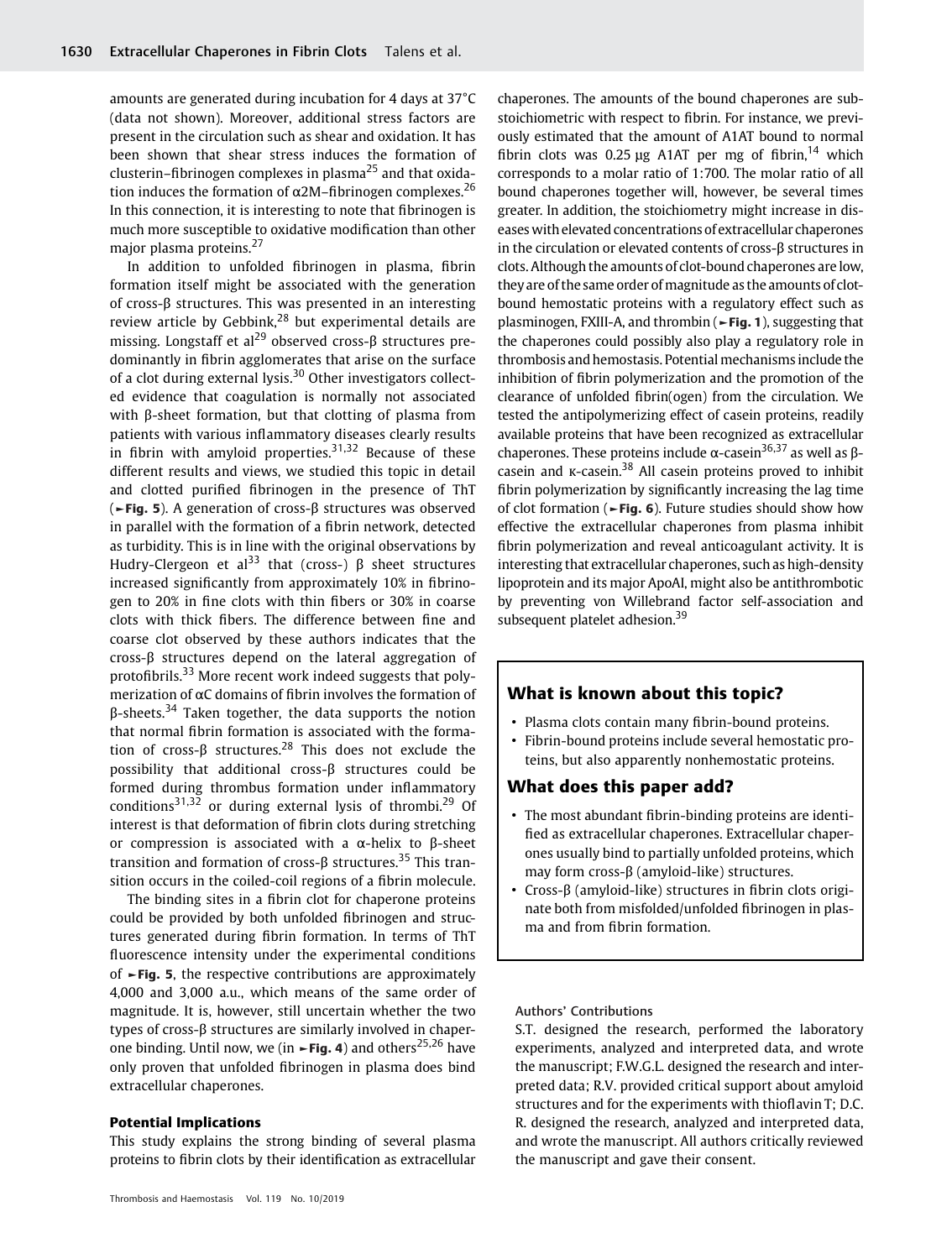amounts are generated during incubation for 4 days at 37°C (data not shown). Moreover, additional stress factors are present in the circulation such as shear and oxidation. It has been shown that shear stress induces the formation of clusterin–fibrinogen complexes in plasma[25] and that oxidation induces the formation of α2M–fibrinogen complexes.[26] In this connection, it is interesting to note that fibrinogen is much more susceptible to oxidative modification than other major plasma proteins.[27]

In addition to unfolded fibrinogen in plasma, fibrin formation itself might be associated with the generation of cross-β structures. This was presented in an interesting review article by Gebbink,[28] but experimental details are missing. Longstaff et al[29] observed cross-β structures predominantly in fibrin agglomerates that arise on the surface of a clot during external lysis.[30] Other investigators collected evidence that coagulation is normally not associated with β-sheet formation, but that clotting of plasma from patients with various inflammatory diseases clearly results in fibrin with amyloid properties.[31,32] Because of these different results and views, we studied this topic in detail and clotted purified fibrinogen in the presence of ThT (►Fig. 5). A generation of cross-β structures was observed in parallel with the formation of a fibrin network, detected as turbidity. This is in line with the original observations by Hudry-Clergeon et al[33] that (cross-) β sheet structures increased significantly from approximately 10% in fibrinogen to 20% in fine clots with thin fibers or 30% in coarse clots with thick fibers. The difference between fine and coarse clot observed by these authors indicates that the cross-β structures depend on the lateral aggregation of protofibrils.[33] More recent work indeed suggests that polymerization of αC domains of fibrin involves the formation of β-sheets.[34] Taken together, the data supports the notion that normal fibrin formation is associated with the formation of cross-β structures.[28] This does not exclude the possibility that additional cross-β structures could be formed during thrombus formation under inflammatory conditions[31,32] or during external lysis of thrombi.[29] Of interest is that deformation of fibrin clots during stretching or compression is associated with a α-helix to β-sheet transition and formation of cross-β structures.[35] This transition occurs in the coiled-coil regions of a fibrin molecule.

The binding sites in a fibrin clot for chaperone proteins could be provided by both unfolded fibrinogen and structures generated during fibrin formation. In terms of ThT fluorescence intensity under the experimental conditions of ►Fig. 5, the respective contributions are approximately 4,000 and 3,000 a.u., which means of the same order of magnitude. It is, however, still uncertain whether the two types of cross-β structures are similarly involved in chaperone binding. Until now, we (in ►Fig. 4) and others[25,26] have only proven that unfolded fibrinogen in plasma does bind extracellular chaperones.

#### Potential Implications

This study explains the strong binding of several plasma proteins to fibrin clots by their identification as extracellular chaperones. The amounts of the bound chaperones are substoichiometric with respect to fibrin. For instance, we previously estimated that the amount of A1AT bound to normal fibrin clots was 0.25 µg A1AT per mg of fibrin,[14] which corresponds to a molar ratio of 1:700. The molar ratio of all bound chaperones together will, however, be several times greater. In addition, the stoichiometry might increase in diseases with elevated concentrations of extracellular chaperones in the circulation or elevated contents of cross-β structures in clots. Although the amounts of clot-bound chaperones are low, they are of the same order of magnitude as the amounts of clot-bound hemostatic proteins with a regulatory effect such as plasminogen, FXIII-A, and thrombin (►Fig. 1), suggesting that the chaperones could possibly also play a regulatory role in thrombosis and hemostasis. Potential mechanisms include the inhibition of fibrin polymerization and the promotion of the clearance of unfolded fibrin(ogen) from the circulation. We tested the antipolymerizing effect of casein proteins, readily available proteins that have been recognized as extracellular chaperones. These proteins include α-casein[36,37] as well as β-casein and κ-casein.[38] All casein proteins proved to inhibit fibrin polymerization by significantly increasing the lag time of clot formation (►Fig. 6). Future studies should show how effective the extracellular chaperones from plasma inhibit fibrin polymerization and reveal anticoagulant activity. It is interesting that extracellular chaperones, such as high-density lipoprotein and its major ApoAI, might also be antithrombotic by preventing von Willebrand factor self-association and subsequent platelet adhesion.[39]

## What is known about this topic?

- Plasma clots contain many fibrin-bound proteins.
- Fibrin-bound proteins include several hemostatic proteins, but also apparently nonhemostatic proteins.

## What does this paper add?

- The most abundant fibrin-binding proteins are identified as extracellular chaperones. Extracellular chaperones usually bind to partially unfolded proteins, which may form cross-β (amyloid-like) structures.
- Cross-β (amyloid-like) structures in fibrin clots originate both from misfolded/unfolded fibrinogen in plasma and from fibrin formation.

**Authors' Contributions**

S.T. designed the research, performed the laboratory experiments, analyzed and interpreted data, and wrote the manuscript; F.W.G.L. designed the research and interpreted data; R.V. provided critical support about amyloid structures and for the experiments with thioflavin T; D.C. R. designed the research, analyzed and interpreted data, and wrote the manuscript. All authors critically reviewed the manuscript and gave their consent.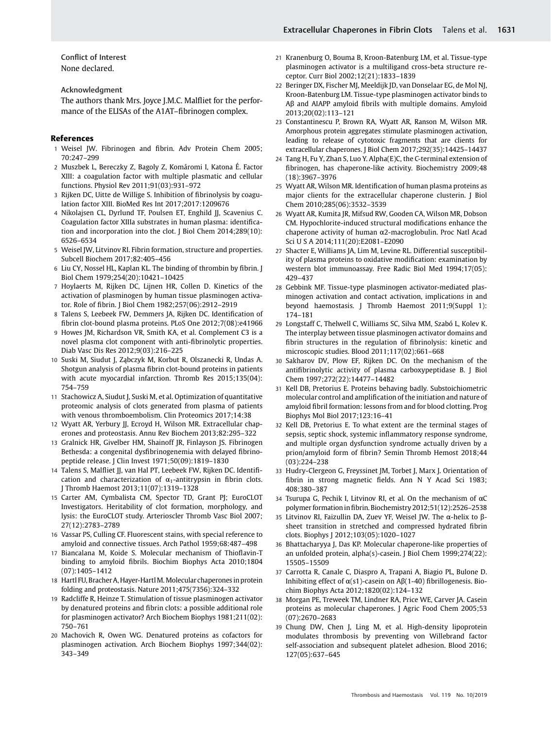Conflict of Interest

None declared.

Acknowledgment

The authors thank Mrs. Joyce J.M.C. Malfliet for the performance of the ELISAs of the A1AT–fibrinogen complex.

## References

1 Weisel JW. Fibrinogen and fibrin. Adv Protein Chem 2005; 70:247–299

2 Muszbek L, Bereczky Z, Bagoly Z, Komáromi I, Katona É. Factor XIII: a coagulation factor with multiple plasmatic and cellular functions. Physiol Rev 2011;91(03):931–972

3 Rijken DC, Uitte de Willige S. Inhibition of fibrinolysis by coagulation factor XIII. BioMed Res Int 2017;2017:1209676

4 Nikolajsen CL, Dyrlund TF, Poulsen ET, Enghild JJ, Scavenius C. Coagulation factor XIIIa substrates in human plasma: identification and incorporation into the clot. J Biol Chem 2014;289(10): 6526–6534

5 Weisel JW, Litvinov RI. Fibrin formation, structure and properties. Subcell Biochem 2017;82:405–456

6 Liu CY, Nossel HL, Kaplan KL. The binding of thrombin by fibrin. J Biol Chem 1979;254(20):10421–10425

7 Hoylaerts M, Rijken DC, Lijnen HR, Collen D. Kinetics of the activation of plasminogen by human tissue plasminogen activator. Role of fibrin. J Biol Chem 1982;257(06):2912–2919

8 Talens S, Leebeek FW, Demmers JA, Rijken DC. Identification of fibrin clot-bound plasma proteins. PLoS One 2012;7(08):e41966

9 Howes JM, Richardson VR, Smith KA, et al. Complement C3 is a novel plasma clot component with anti-fibrinolytic properties. Diab Vasc Dis Res 2012;9(03):216–225

10 Suski M, Siudut J, Ząbczyk M, Korbut R, Olszanecki R, Undas A. Shotgun analysis of plasma fibrin clot-bound proteins in patients with acute myocardial infarction. Thromb Res 2015;135(04): 754–759

11 Stachowicz A, Siudut J, Suski M, et al. Optimization of quantitative proteomic analysis of clots generated from plasma of patients with venous thromboembolism. Clin Proteomics 2017;14:38

12 Wyatt AR, Yerbury JJ, Ecroyd H, Wilson MR. Extracellular chaperones and proteostasis. Annu Rev Biochem 2013;82:295–322

13 Gralnick HR, Givelber HM, Shainoff JR, Finlayson JS. Fibrinogen Bethesda: a congenital dysfibrinogenemia with delayed fibrinopeptide release. J Clin Invest 1971;50(09):1819–1830

14 Talens S, Malfliet JJ, van Hal PT, Leebeek FW, Rijken DC. Identification and characterization of $\alpha_1$-antitrypsin in fibrin clots. J Thromb Haemost 2013;11(07):1319–1328

15 Carter AM, Cymbalista CM, Spector TD, Grant PJ; EuroCLOT Investigators. Heritability of clot formation, morphology, and lysis: the EuroCLOT study. Arterioscler Thromb Vasc Biol 2007; 27(12):2783–2789

16 Vassar PS, Culling CF. Fluorescent stains, with special reference to amyloid and connective tissues. Arch Pathol 1959;68:487–498

17 Biancalana M, Koide S. Molecular mechanism of Thioflavin-T binding to amyloid fibrils. Biochim Biophys Acta 2010;1804 (07):1405–1412

18 Hartl FU, Bracher A, Hayer-Hartl M. Molecular chaperones in protein folding and proteostasis. Nature 2011;475(7356):324–332

19 Radcliffe R, Heinze T. Stimulation of tissue plasminogen activator by denatured proteins and fibrin clots: a possible additional role for plasminogen activator? Arch Biochem Biophys 1981;211(02): 750–761

20 Machovich R, Owen WG. Denatured proteins as cofactors for plasminogen activation. Arch Biochem Biophys 1997;344(02): 343–349

21 Kranenburg O, Bouma B, Kroon-Batenburg LM, et al. Tissue-type plasminogen activator is a multiligand cross-beta structure receptor. Curr Biol 2002;12(21):1833–1839

22 Beringer DX, Fischer MJ, Meeldijk JD, van Donselaar EG, de Mol NJ, Kroon-Batenburg LM. Tissue-type plasminogen activator binds to Aβ and AIAPP amyloid fibrils with multiple domains. Amyloid 2013;20(02):113–121

23 Constantinescu P, Brown RA, Wyatt AR, Ranson M, Wilson MR. Amorphous protein aggregates stimulate plasminogen activation, leading to release of cytotoxic fragments that are clients for extracellular chaperones. J Biol Chem 2017;292(35):14425–14437

24 Tang H, Fu Y, Zhan S, Luo Y. Alpha(E)C, the C-terminal extension of fibrinogen, has chaperone-like activity. Biochemistry 2009;48 (18):3967–3976

25 Wyatt AR, Wilson MR. Identification of human plasma proteins as major clients for the extracellular chaperone clusterin. J Biol Chem 2010;285(06):3532–3539

26 Wyatt AR, Kumita JR, Mifsud RW, Gooden CA, Wilson MR, Dobson CM. Hypochlorite-induced structural modifications enhance the chaperone activity of human α2-macroglobulin. Proc Natl Acad Sci U S A 2014;111(20):E2081–E2090

27 Shacter E, Williams JA, Lim M, Levine RL. Differential susceptibility of plasma proteins to oxidative modification: examination by western blot immunoassay. Free Radic Biol Med 1994;17(05): 429–437

28 Gebbink MF. Tissue-type plasminogen activator-mediated plasminogen activation and contact activation, implications in and beyond haemostasis. J Thromb Haemost 2011;9(Suppl 1): 174–181

29 Longstaff C, Thelwell C, Williams SC, Silva MM, Szabó L, Kolev K. The interplay between tissue plasminogen activator domains and fibrin structures in the regulation of fibrinolysis: kinetic and microscopic studies. Blood 2011;117(02):661–668

30 Sakharov DV, Plow EF, Rijken DC. On the mechanism of the antifibrinolytic activity of plasma carboxypeptidase B. J Biol Chem 1997;272(22):14477–14482

31 Kell DB, Pretorius E. Proteins behaving badly. Substoichiometric molecular control and amplification of the initiation and nature of amyloid fibril formation: lessons from and for blood clotting. Prog Biophys Mol Biol 2017;123:16–41

32 Kell DB, Pretorius E. To what extent are the terminal stages of sepsis, septic shock, systemic inflammatory response syndrome, and multiple organ dysfunction syndrome actually driven by a prion/amyloid form of fibrin? Semin Thromb Hemost 2018;44 (03):224–238

33 Hudry-Clergeon G, Freyssinet JM, Torbet J, Marx J. Orientation of fibrin in strong magnetic fields. Ann N Y Acad Sci 1983; 408:380–387

34 Tsurupa G, Pechik I, Litvinov RI, et al. On the mechanism of αC polymer formation in fibrin. Biochemistry 2012;51(12):2526–2538

35 Litvinov RI, Faizullin DA, Zuev YF, Weisel JW. The α-helix to β-sheet transition in stretched and compressed hydrated fibrin clots. Biophys J 2012;103(05):1020–1027

36 Bhattacharyya J, Das KP. Molecular chaperone-like properties of an unfolded protein, alpha(s)-casein. J Biol Chem 1999;274(22): 15505–15509

37 Carrotta R, Canale C, Diaspro A, Trapani A, Biagio PL, Bulone D. Inhibiting effect of α(s1)-casein on Aβ(1-40) fibrillogenesis. Biochim Biophys Acta 2012;1820(02):124–132

38 Morgan PE, Treweek TM, Lindner RA, Price WE, Carver JA. Casein proteins as molecular chaperones. J Agric Food Chem 2005;53 (07):2670–2683

39 Chung DW, Chen J, Ling M, et al. High-density lipoprotein modulates thrombosis by preventing von Willebrand factor self-association and subsequent platelet adhesion. Blood 2016; 127(05):637–645